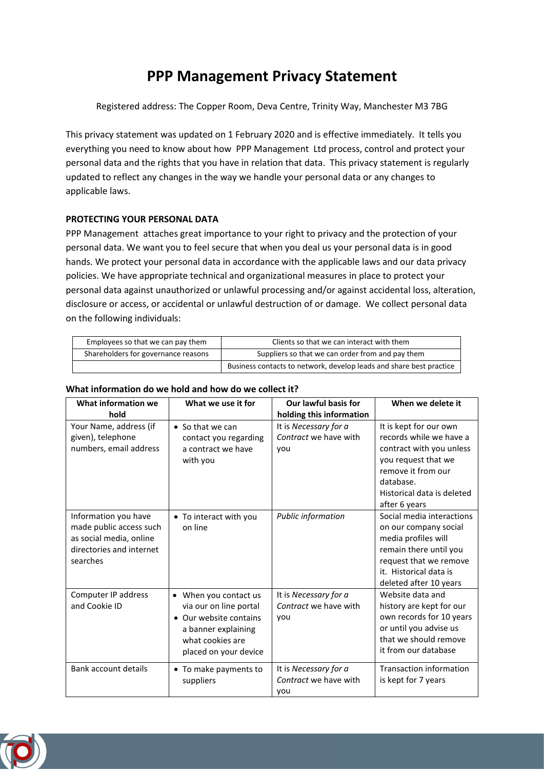# PPP Management Privacy Statement

Registered address: The Copper Room, Deva Centre, Trinity Way, Manchester M3 7BG

This privacy statement was updated on 1 February 2020 and is effective immediately. It tells you everything you need to know about how PPP Management Ltd process, control and protect your personal data and the rights that you have in relation that data. This privacy statement is regularly updated to reflect any changes in the way we handle your personal data or any changes to applicable laws.

**PROTECTING YOUR PERSONAL DATA**

PPP Management attaches great importance to your right to privacy and the protection of your personal data. We want you to feel secure that when you deal us your personal data is in good hands. We protect your personal data in accordance with the applicable laws and our data privacy policies. We have appropriate technical and organizational measures in place to protect your personal data against unauthorized or unlawful processing and/or against accidental loss, alteration, disclosure or access, or accidental or unlawful destruction of or damage. We collect personal data on the following individuals:

| | |
|---|---|
| Employees so that we can pay them | Clients so that we can interact with them |
| Shareholders for governance reasons | Suppliers so that we can order from and pay them |
| | Business contacts to network, develop leads and share best practice |

**What information do we hold and how do we collect it?**

| What information we hold | What we use it for | Our lawful basis for holding this information | When we delete it |
|---|---|---|---|
| Your Name, address (if given), telephone numbers, email address | • So that we can contact you regarding a contract we have with you | It is *Necessary for a Contract* we have with you | It is kept for our own records while we have a contract with you unless you request that we remove it from our database. Historical data is deleted after 6 years |
| Information you have made public access such as social media, online directories and internet searches | • To interact with you on line | *Public information* | Social media interactions on our company social media profiles will remain there until you request that we remove it. Historical data is deleted after 10 years |
| Computer IP address and Cookie ID | • When you contact us via our on line portal<br>• Our website contains a banner explaining what cookies are placed on your device | It is *Necessary for a Contract* we have with you | Website data and history are kept for our own records for 10 years or until you advise us that we should remove it from our database |
| Bank account details | • To make payments to suppliers | It is *Necessary for a Contract* we have with you | Transaction information is kept for 7 years |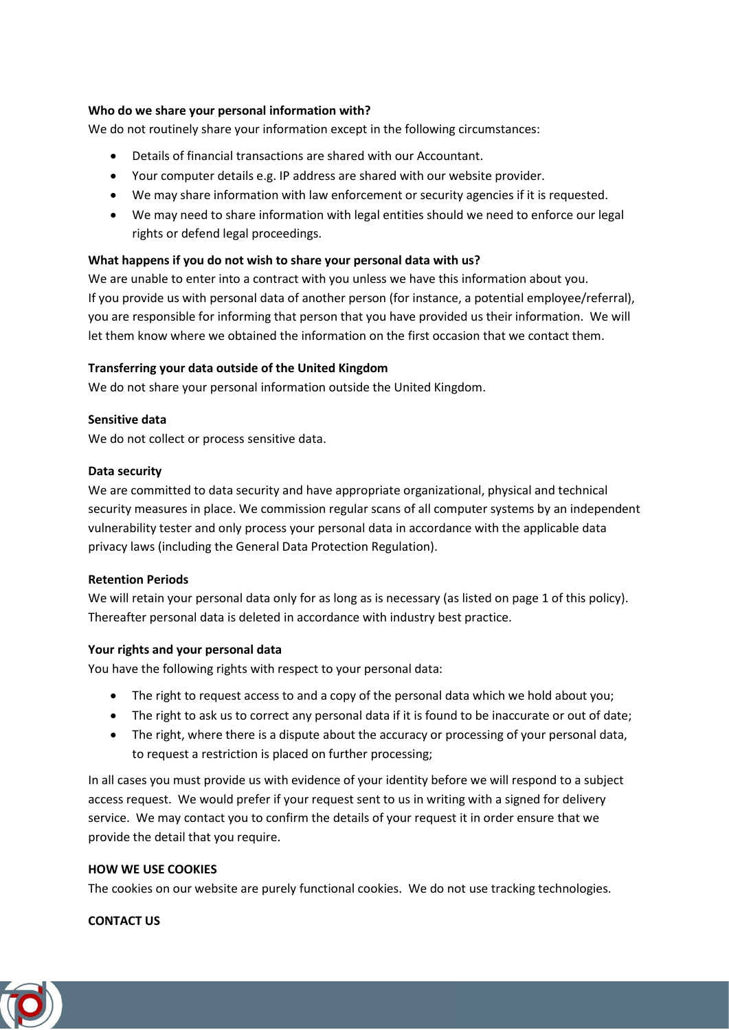**Who do we share your personal information with?**

We do not routinely share your information except in the following circumstances:

- Details of financial transactions are shared with our Accountant.
- Your computer details e.g. IP address are shared with our website provider.
- We may share information with law enforcement or security agencies if it is requested.
- We may need to share information with legal entities should we need to enforce our legal rights or defend legal proceedings.

**What happens if you do not wish to share your personal data with us?**

We are unable to enter into a contract with you unless we have this information about you.
If you provide us with personal data of another person (for instance, a potential employee/referral), you are responsible for informing that person that you have provided us their information. We will let them know where we obtained the information on the first occasion that we contact them.

**Transferring your data outside of the United Kingdom**

We do not share your personal information outside the United Kingdom.

**Sensitive data**

We do not collect or process sensitive data.

**Data security**

We are committed to data security and have appropriate organizational, physical and technical security measures in place. We commission regular scans of all computer systems by an independent vulnerability tester and only process your personal data in accordance with the applicable data privacy laws (including the General Data Protection Regulation).

**Retention Periods**

We will retain your personal data only for as long as is necessary (as listed on page 1 of this policy). Thereafter personal data is deleted in accordance with industry best practice.

**Your rights and your personal data**

You have the following rights with respect to your personal data:

- The right to request access to and a copy of the personal data which we hold about you;
- The right to ask us to correct any personal data if it is found to be inaccurate or out of date;
- The right, where there is a dispute about the accuracy or processing of your personal data, to request a restriction is placed on further processing;

In all cases you must provide us with evidence of your identity before we will respond to a subject access request. We would prefer if your request sent to us in writing with a signed for delivery service. We may contact you to confirm the details of your request it in order ensure that we provide the detail that you require.

**HOW WE USE COOKIES**

The cookies on our website are purely functional cookies. We do not use tracking technologies.

**CONTACT US**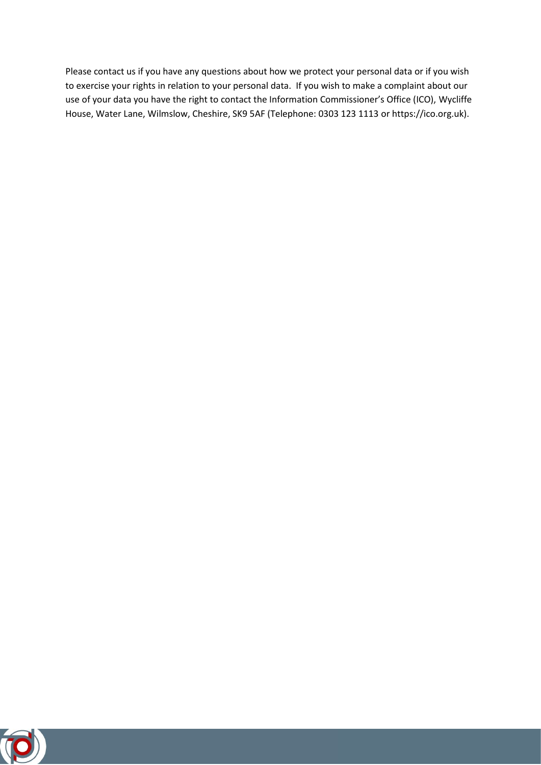Please contact us if you have any questions about how we protect your personal data or if you wish to exercise your rights in relation to your personal data.  If you wish to make a complaint about our use of your data you have the right to contact the Information Commissioner's Office (ICO), Wycliffe House, Water Lane, Wilmslow, Cheshire, SK9 5AF (Telephone: 0303 123 1113 or https://ico.org.uk).